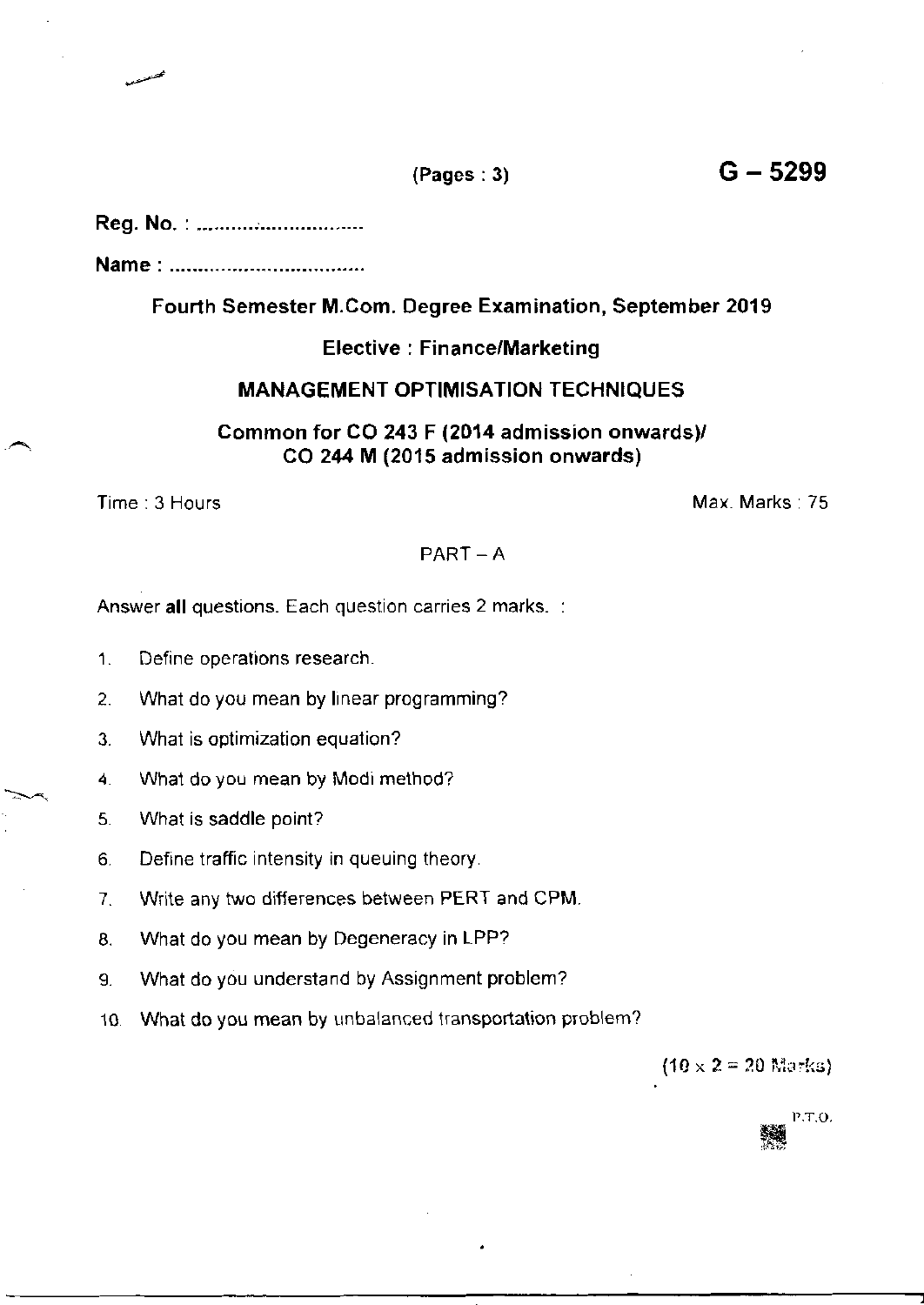(Pages : 3) **G – 5299**

**Reg. No. : ...............................**

**Name : ...................................**

**Fourth Semester M.Com. Degree Examination, September 2019**

**Elective : Finance/Marketing**

**MANAGEMENT OPTIMISATION TECHNIQUES**

**Common for CO 243 F (2014 admission onwards)/ CO 244 M (2015 admission onwards)**

Time : 3 Hours Max. Marks : 75

PART – A

Answer **all** questions. Each question carries 2 marks.

1. Define operations research.
2. What do you mean by linear programming?
3. What is optimization equation?
4. What do you mean by Modi method?
5. What is saddle point?
6. Define traffic intensity in queuing theory.
7. Write any two differences between PERT and CPM.
8. What do you mean by Degeneracy in LPP?
9. What do you understand by Assignment problem?
10. What do you mean by unbalanced transportation problem?

$(10 \times 2 = 20$ Marks$)$

P.T.O.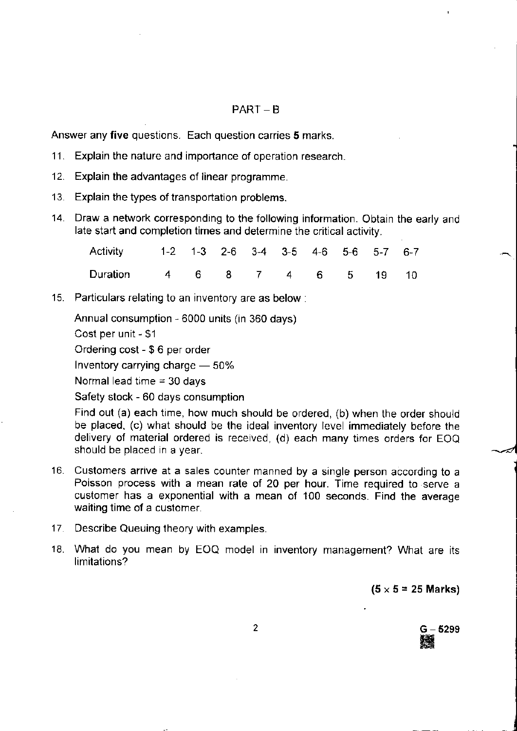## PART – B

Answer any **five** questions. Each question carries **5** marks.

11. Explain the nature and importance of operation research.

12. Explain the advantages of linear programme.

13. Explain the types of transportation problems.

14. Draw a network corresponding to the following information. Obtain the early and late start and completion times and determine the critical activity.

| Activity | 1-2 | 1-3 | 2-6 | 3-4 | 3-5 | 4-6 | 5-6 | 5-7 | 6-7 |
|---|---|---|---|---|---|---|---|---|---|
| Duration | 4 | 6 | 8 | 7 | 4 | 6 | 5 | 19 | 10 |

15. Particulars relating to an inventory are as below :

    Annual consumption - 6000 units (in 360 days)

    Cost per unit - $1

    Ordering cost - $ 6 per order

    Inventory carrying charge — 50%

    Normal lead time = 30 days

    Safety stock - 60 days consumption

    Find out (a) each time, how much should be ordered, (b) when the order should be placed, (c) what should be the ideal inventory level immediately before the delivery of material ordered is received, (d) each many times orders for EOQ should be placed in a year.

16. Customers arrive at a sales counter manned by a single person according to a Poisson process with a mean rate of 20 per hour. Time required to serve a customer has a exponential with a mean of 100 seconds. Find the average waiting time of a customer.

17. Describe Queuing theory with examples.

18. What do you mean by EOQ model in inventory management? What are its limitations?

**(5 × 5 = 25 Marks)**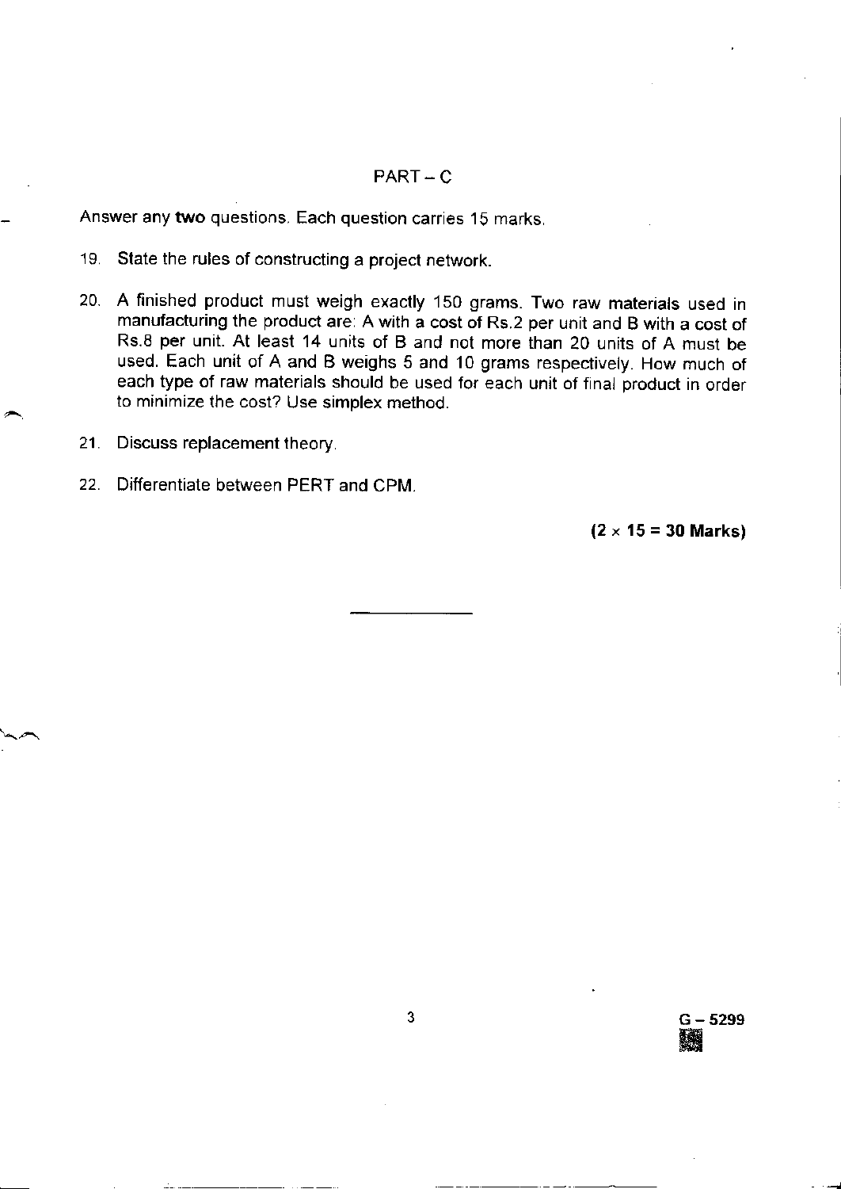## PART – C

Answer any **two** questions. Each question carries 15 marks.

19. State the rules of constructing a project network.

20. A finished product must weigh exactly 150 grams. Two raw materials used in manufacturing the product are: A with a cost of Rs.2 per unit and B with a cost of Rs.8 per unit. At least 14 units of B and not more than 20 units of A must be used. Each unit of A and B weighs 5 and 10 grams respectively. How much of each type of raw materials should be used for each unit of final product in order to minimize the cost? Use simplex method.

21. Discuss replacement theory.

22. Differentiate between PERT and CPM.

**(2 × 15 = 30 Marks)**

G – 5299